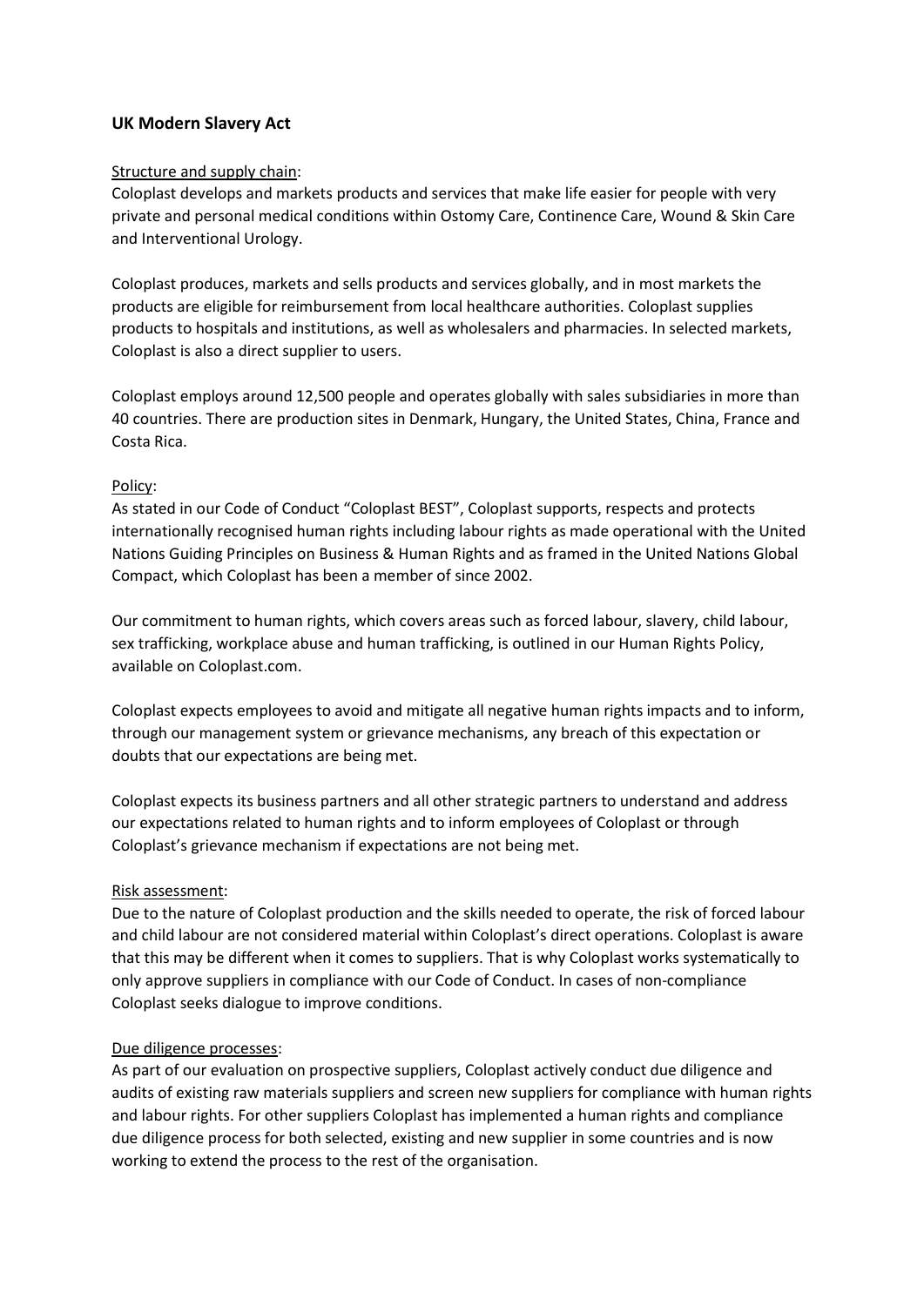## UK Modern Slavery Act

Structure and supply chain:

Coloplast develops and markets products and services that make life easier for people with very private and personal medical conditions within Ostomy Care, Continence Care, Wound & Skin Care and Interventional Urology.

Coloplast produces, markets and sells products and services globally, and in most markets the products are eligible for reimbursement from local healthcare authorities. Coloplast supplies products to hospitals and institutions, as well as wholesalers and pharmacies. In selected markets, Coloplast is also a direct supplier to users.

Coloplast employs around 12,500 people and operates globally with sales subsidiaries in more than 40 countries. There are production sites in Denmark, Hungary, the United States, China, France and Costa Rica.

Policy:

As stated in our Code of Conduct "Coloplast BEST", Coloplast supports, respects and protects internationally recognised human rights including labour rights as made operational with the United Nations Guiding Principles on Business & Human Rights and as framed in the United Nations Global Compact, which Coloplast has been a member of since 2002.

Our commitment to human rights, which covers areas such as forced labour, slavery, child labour, sex trafficking, workplace abuse and human trafficking, is outlined in our Human Rights Policy, available on Coloplast.com.

Coloplast expects employees to avoid and mitigate all negative human rights impacts and to inform, through our management system or grievance mechanisms, any breach of this expectation or doubts that our expectations are being met.

Coloplast expects its business partners and all other strategic partners to understand and address our expectations related to human rights and to inform employees of Coloplast or through Coloplast's grievance mechanism if expectations are not being met.

Risk assessment:

Due to the nature of Coloplast production and the skills needed to operate, the risk of forced labour and child labour are not considered material within Coloplast's direct operations. Coloplast is aware that this may be different when it comes to suppliers. That is why Coloplast works systematically to only approve suppliers in compliance with our Code of Conduct. In cases of non-compliance Coloplast seeks dialogue to improve conditions.

Due diligence processes:

As part of our evaluation on prospective suppliers, Coloplast actively conduct due diligence and audits of existing raw materials suppliers and screen new suppliers for compliance with human rights and labour rights. For other suppliers Coloplast has implemented a human rights and compliance due diligence process for both selected, existing and new supplier in some countries and is now working to extend the process to the rest of the organisation.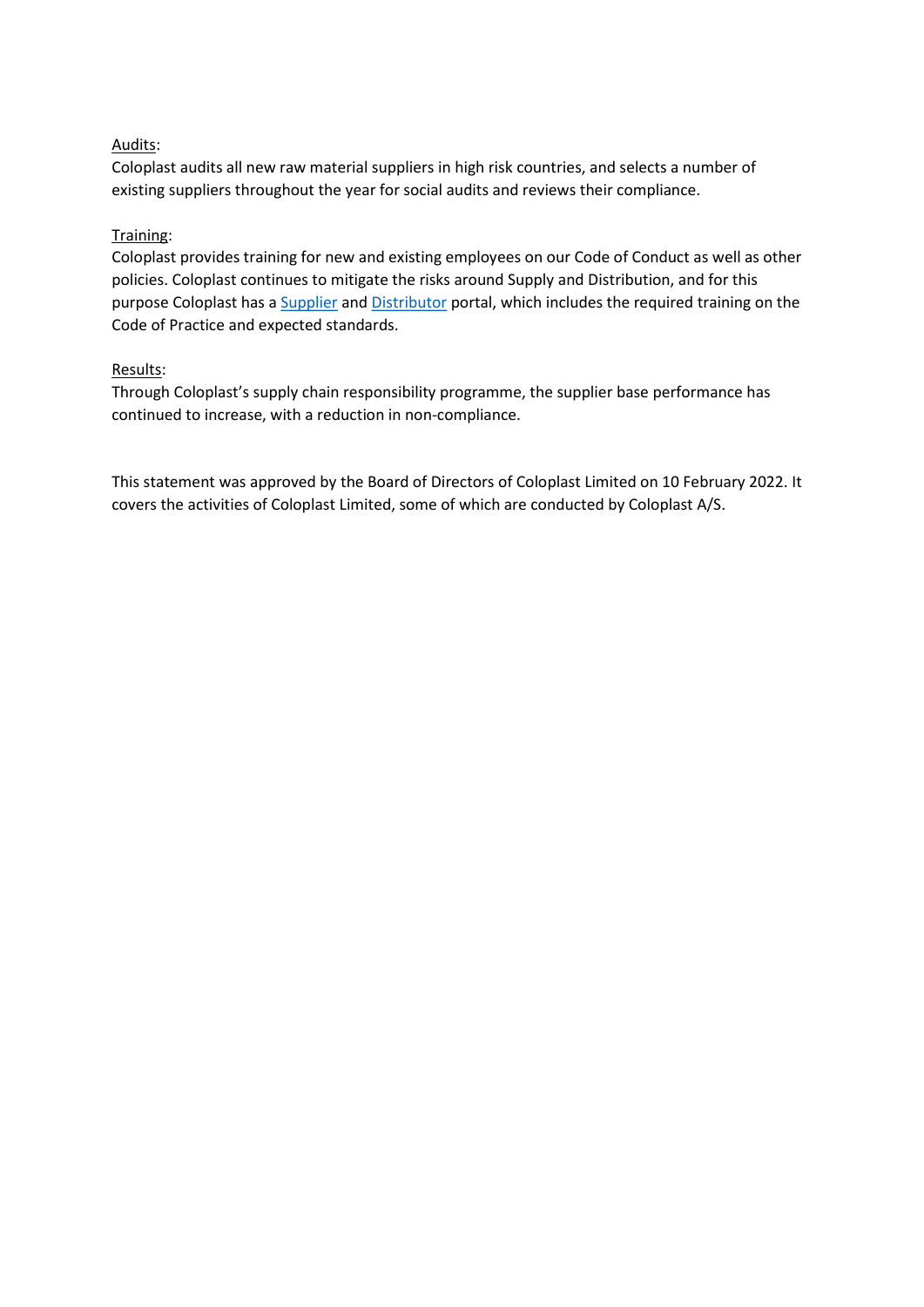Audits:

Coloplast audits all new raw material suppliers in high risk countries, and selects a number of existing suppliers throughout the year for social audits and reviews their compliance.

Training:

Coloplast provides training for new and existing employees on our Code of Conduct as well as other policies. Coloplast continues to mitigate the risks around Supply and Distribution, and for this purpose Coloplast has a Supplier and Distributor portal, which includes the required training on the Code of Practice and expected standards.

Results:

Through Coloplast's supply chain responsibility programme, the supplier base performance has continued to increase, with a reduction in non-compliance.

This statement was approved by the Board of Directors of Coloplast Limited on 10 February 2022. It covers the activities of Coloplast Limited, some of which are conducted by Coloplast A/S.